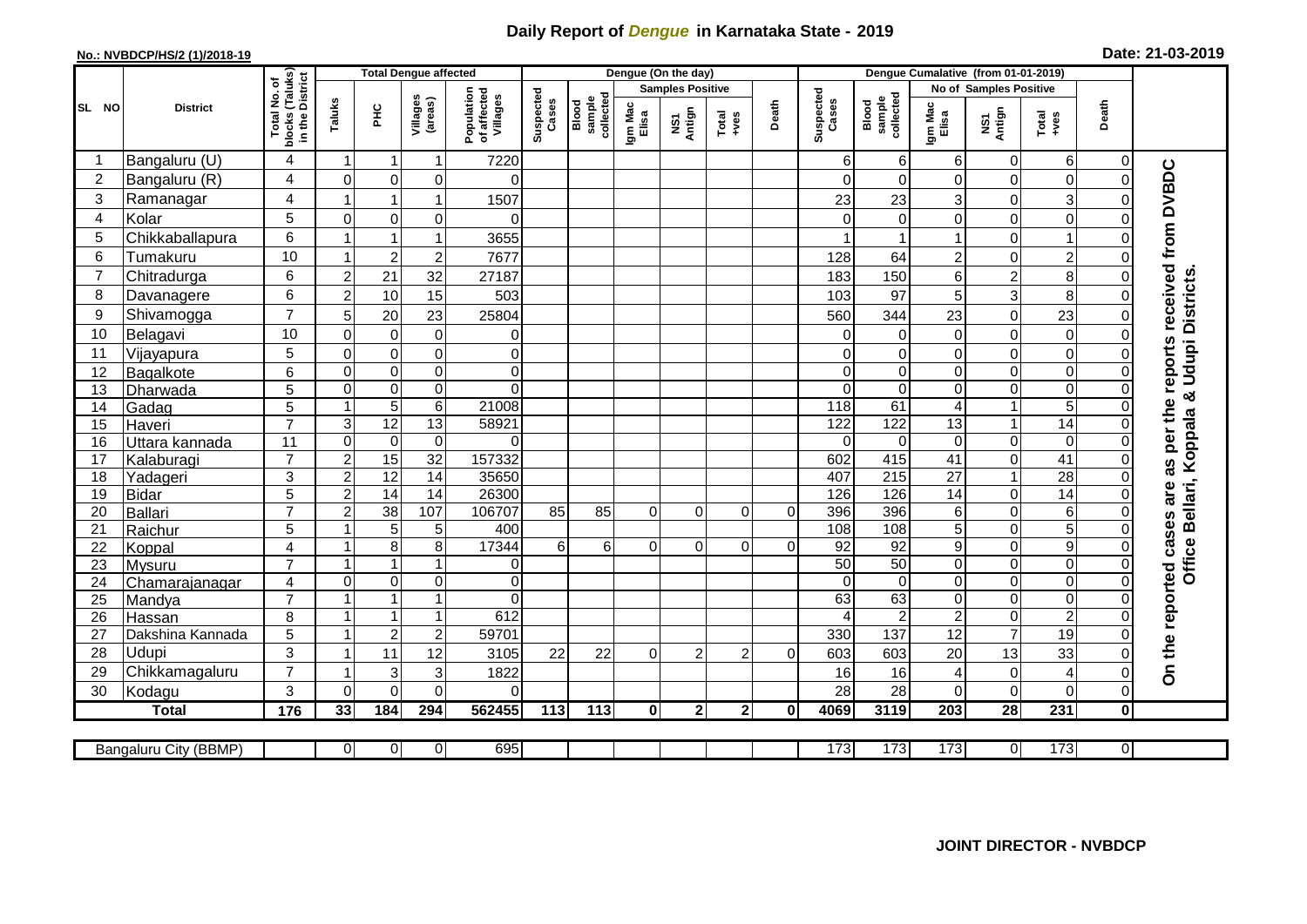# Daily Report of *Dengue* in Karnataka State - 2019

**No.: NVBDCP/HS/2 (1)/2018-19**

**Date: 21-03-2019**

| SL NO | District | Total No. of blocks (Taluks) in the District | Total Dengue affected | | | | Dengue (On the day) | | | | | | Dengue Cumalative (from 01-01-2019) | | | | | | |
|---|---|---|---|---|---|---|---|---|---|---|---|---|---|---|---|---|---|---|---|
| | | | Taluks | PHC | Villages (areas) | Population of affected Villages | Suspected Cases | Blood sample collected | Samples Positive | | | Death | Suspected Cases | Blood sample collected | No of Samples Positive | | | Death | |
| | | | | | | | | | Igm Mac Elisa | NS1 Antign | Total +ves | | | | Igm Mac Elisa | NS1 Antign | Total +ves | | |
| 1 | Bangaluru (U) | 4 | 1 | 1 | 1 | 7220 | | | | | | | 6 | 6 | 6 | 0 | 6 | 0 | On the reported cases are as per the reports received from DVBDC Office Bellari, Koppala & Udupi Districts. |
| 2 | Bangaluru (R) | 4 | 0 | 0 | 0 | 0 | | | | | | | 0 | 0 | 0 | 0 | 0 | 0 | |
| 3 | Ramanagar | 4 | 1 | 1 | 1 | 1507 | | | | | | | 23 | 23 | 3 | 0 | 3 | 0 | |
| 4 | Kolar | 5 | 0 | 0 | 0 | 0 | | | | | | | 0 | 0 | 0 | 0 | 0 | 0 | |
| 5 | Chikkaballapura | 6 | 1 | 1 | 1 | 3655 | | | | | | | 1 | 1 | 1 | 0 | 1 | 0 | |
| 6 | Tumakuru | 10 | 1 | 2 | 2 | 7677 | | | | | | | 128 | 64 | 2 | 0 | 2 | 0 | |
| 7 | Chitradurga | 6 | 2 | 21 | 32 | 27187 | | | | | | | 183 | 150 | 6 | 2 | 8 | 0 | |
| 8 | Davanagere | 6 | 2 | 10 | 15 | 503 | | | | | | | 103 | 97 | 5 | 3 | 8 | 0 | |
| 9 | Shivamogga | 7 | 5 | 20 | 23 | 25804 | | | | | | | 560 | 344 | 23 | 0 | 23 | 0 | |
| 10 | Belagavi | 10 | 0 | 0 | 0 | 0 | | | | | | | 0 | 0 | 0 | 0 | 0 | 0 | |
| 11 | Vijayapura | 5 | 0 | 0 | 0 | 0 | | | | | | | 0 | 0 | 0 | 0 | 0 | 0 | |
| 12 | Bagalkote | 6 | 0 | 0 | 0 | 0 | | | | | | | 0 | 0 | 0 | 0 | 0 | 0 | |
| 13 | Dharwada | 5 | 0 | 0 | 0 | 0 | | | | | | | 0 | 0 | 0 | 0 | 0 | 0 | |
| 14 | Gadag | 5 | 1 | 5 | 6 | 21008 | | | | | | | 118 | 61 | 4 | 1 | 5 | 0 | |
| 15 | Haveri | 7 | 3 | 12 | 13 | 58921 | | | | | | | 122 | 122 | 13 | 1 | 14 | 0 | |
| 16 | Uttara kannada | 11 | 0 | 0 | 0 | 0 | | | | | | | 0 | 0 | 0 | 0 | 0 | 0 | |
| 17 | Kalaburagi | 7 | 2 | 15 | 32 | 157332 | | | | | | | 602 | 415 | 41 | 0 | 41 | 0 | |
| 18 | Yadageri | 3 | 2 | 12 | 14 | 35650 | | | | | | | 407 | 215 | 27 | 1 | 28 | 0 | |
| 19 | Bidar | 5 | 2 | 14 | 14 | 26300 | | | | | | | 126 | 126 | 14 | 0 | 14 | 0 | |
| 20 | Ballari | 7 | 2 | 38 | 107 | 106707 | 85 | 85 | 0 | 0 | 0 | 0 | 396 | 396 | 6 | 0 | 6 | 0 | |
| 21 | Raichur | 5 | 1 | 5 | 5 | 400 | | | | | | | 108 | 108 | 5 | 0 | 5 | 0 | |
| 22 | Koppal | 4 | 1 | 8 | 8 | 17344 | 6 | 6 | 0 | 0 | 0 | 0 | 92 | 92 | 9 | 0 | 9 | 0 | |
| 23 | Mysuru | 7 | 1 | 1 | 1 | 0 | | | | | | | 50 | 50 | 0 | 0 | 0 | 0 | |
| 24 | Chamarajanagar | 4 | 0 | 0 | 0 | 0 | | | | | | | 0 | 0 | 0 | 0 | 0 | 0 | |
| 25 | Mandya | 7 | 1 | 1 | 1 | 0 | | | | | | | 63 | 63 | 0 | 0 | 0 | 0 | |
| 26 | Hassan | 8 | 1 | 1 | 1 | 612 | | | | | | | 4 | 2 | 2 | 0 | 2 | 0 | |
| 27 | Dakshina Kannada | 5 | 1 | 2 | 2 | 59701 | | | | | | | 330 | 137 | 12 | 7 | 19 | 0 | |
| 28 | Udupi | 3 | 1 | 11 | 12 | 3105 | 22 | 22 | 0 | 2 | 2 | 0 | 603 | 603 | 20 | 13 | 33 | 0 | |
| 29 | Chikkamagaluru | 7 | 1 | 3 | 3 | 1822 | | | | | | | 16 | 16 | 4 | 0 | 4 | 0 | |
| 30 | Kodagu | 3 | 0 | 0 | 0 | 0 | | | | | | | 28 | 28 | 0 | 0 | 0 | 0 | |
| | **Total** | **176** | **33** | **184** | **294** | **562455** | **113** | **113** | **0** | **2** | **2** | **0** | **4069** | **3119** | **203** | **28** | **231** | **0** | |
| | Bangaluru City (BBMP) | | 0 | 0 | 0 | 695 | | | | | | | 173 | 173 | 173 | 0 | 173 | 0 | |

**JOINT DIRECTOR - NVBDCP**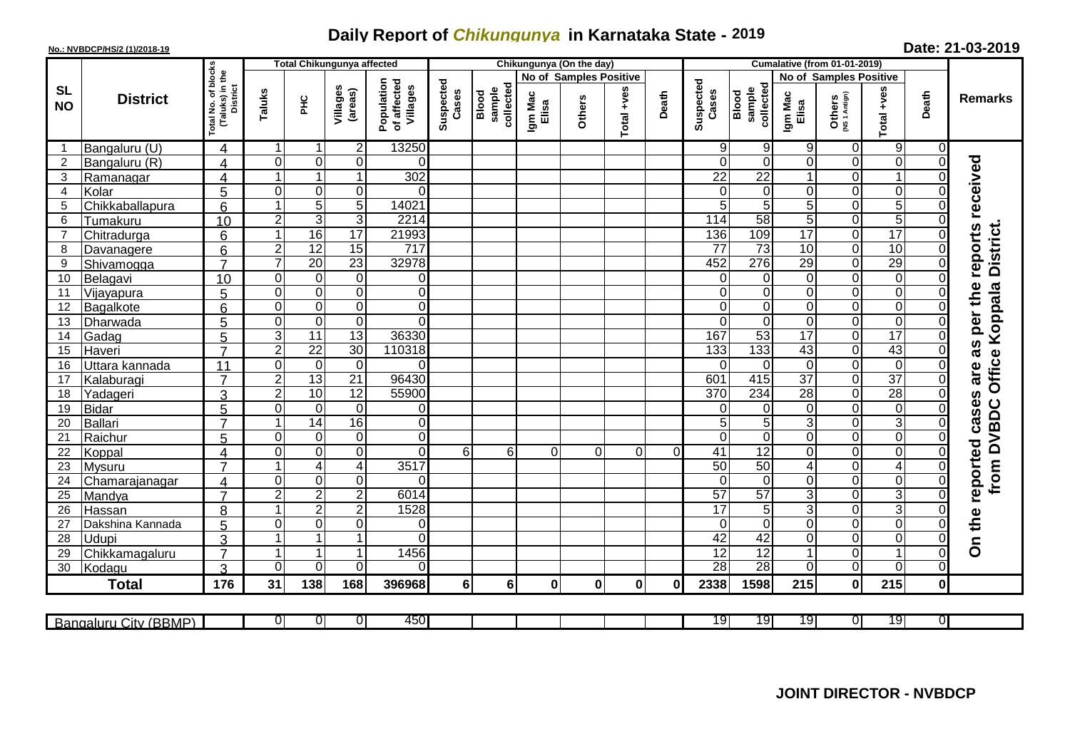# Daily Report of *Chikungunya* in Karnataka State - 2019

**No.: NVBDCP/HS/2 (1)/2018-19**

**Date: 21-03-2019**

| SL NO | District | Total No. of blocks (Taluks) in the District | Total Chikungunya affected | | | | Chikungunya (On the day) | | | | | | | Cumalative (from 01-01-2019) | | | | | | | Remarks |
|---|---|---|---|---|---|---|---|---|---|---|---|---|---|---|---|---|---|---|---|---|---|
| | | | Taluks | PHC | Villages (areas) | Population of affected Villages | Suspected Cases | Blood sample collected | No of Samples Positive | | | Death | Suspected Cases | Blood sample collected | No of Samples Positive | | | Death | |
| | | | | | | | | | Igm Mac Elisa | Others | Total +ves | | | | Igm Mac Elisa | Others (NS 1 Antign) | Total +ves | | |
| 1 | Bangaluru (U) | 4 | 1 | 1 | 2 | 13250 | | | | | | | 9 | 9 | 9 | 0 | 9 | 0 | On the reported cases are as per the reports received from DVBDC Office Koppala District. |
| 2 | Bangaluru (R) | 4 | 0 | 0 | 0 | 0 | | | | | | | 0 | 0 | 0 | 0 | 0 | 0 | |
| 3 | Ramanagar | 4 | 1 | 1 | 1 | 302 | | | | | | | 22 | 22 | 1 | 0 | 1 | 0 | |
| 4 | Kolar | 5 | 0 | 0 | 0 | 0 | | | | | | | 0 | 0 | 0 | 0 | 0 | 0 | |
| 5 | Chikkaballapura | 6 | 1 | 5 | 5 | 14021 | | | | | | | 5 | 5 | 5 | 0 | 5 | 0 | |
| 6 | Tumakuru | 10 | 2 | 3 | 3 | 2214 | | | | | | | 114 | 58 | 5 | 0 | 5 | 0 | |
| 7 | Chitradurga | 6 | 1 | 16 | 17 | 21993 | | | | | | | 136 | 109 | 17 | 0 | 17 | 0 | |
| 8 | Davanagere | 6 | 2 | 12 | 15 | 717 | | | | | | | 77 | 73 | 10 | 0 | 10 | 0 | |
| 9 | Shivamogga | 7 | 7 | 20 | 23 | 32978 | | | | | | | 452 | 276 | 29 | 0 | 29 | 0 | |
| 10 | Belagavi | 10 | 0 | 0 | 0 | 0 | | | | | | | 0 | 0 | 0 | 0 | 0 | 0 | |
| 11 | Vijayapura | 5 | 0 | 0 | 0 | 0 | | | | | | | 0 | 0 | 0 | 0 | 0 | 0 | |
| 12 | Bagalkote | 6 | 0 | 0 | 0 | 0 | | | | | | | 0 | 0 | 0 | 0 | 0 | 0 | |
| 13 | Dharwada | 5 | 0 | 0 | 0 | 0 | | | | | | | 0 | 0 | 0 | 0 | 0 | 0 | |
| 14 | Gadag | 5 | 3 | 11 | 13 | 36330 | | | | | | | 167 | 53 | 17 | 0 | 17 | 0 | |
| 15 | Haveri | 7 | 2 | 22 | 30 | 110318 | | | | | | | 133 | 133 | 43 | 0 | 43 | 0 | |
| 16 | Uttara kannada | 11 | 0 | 0 | 0 | 0 | | | | | | | 0 | 0 | 0 | 0 | 0 | 0 | |
| 17 | Kalaburagi | 7 | 2 | 13 | 21 | 96430 | | | | | | | 601 | 415 | 37 | 0 | 37 | 0 | |
| 18 | Yadageri | 3 | 2 | 10 | 12 | 55900 | | | | | | | 370 | 234 | 28 | 0 | 28 | 0 | |
| 19 | Bidar | 5 | 0 | 0 | 0 | 0 | | | | | | | 0 | 0 | 0 | 0 | 0 | 0 | |
| 20 | Ballari | 7 | 1 | 14 | 16 | 0 | | | | | | | 5 | 5 | 3 | 0 | 3 | 0 | |
| 21 | Raichur | 5 | 0 | 0 | 0 | 0 | | | | | | | 0 | 0 | 0 | 0 | 0 | 0 | |
| 22 | Koppal | 4 | 0 | 0 | 0 | 0 | 6 | 6 | 0 | 0 | 0 | 0 | 41 | 12 | 0 | 0 | 0 | 0 | |
| 23 | Mysuru | 7 | 1 | 4 | 4 | 3517 | | | | | | | 50 | 50 | 4 | 0 | 4 | 0 | |
| 24 | Chamarajanagar | 4 | 0 | 0 | 0 | 0 | | | | | | | 0 | 0 | 0 | 0 | 0 | 0 | |
| 25 | Mandya | 7 | 2 | 2 | 2 | 6014 | | | | | | | 57 | 57 | 3 | 0 | 3 | 0 | |
| 26 | Hassan | 8 | 1 | 2 | 2 | 1528 | | | | | | | 17 | 5 | 3 | 0 | 3 | 0 | |
| 27 | Dakshina Kannada | 5 | 0 | 0 | 0 | 0 | | | | | | | 0 | 0 | 0 | 0 | 0 | 0 | |
| 28 | Udupi | 3 | 1 | 1 | 1 | 0 | | | | | | | 42 | 42 | 0 | 0 | 0 | 0 | |
| 29 | Chikkamagaluru | 7 | 1 | 1 | 1 | 1456 | | | | | | | 12 | 12 | 1 | 0 | 1 | 0 | |
| 30 | Kodagu | 3 | 0 | 0 | 0 | 0 | | | | | | | 28 | 28 | 0 | 0 | 0 | 0 | |
| | **Total** | **176** | **31** | **138** | **168** | **396968** | **6** | **6** | **0** | **0** | **0** | **0** | **2338** | **1598** | **215** | **0** | **215** | **0** | |

| | | | | | | | | | | | | | | | | | | |
|---|---|---|---|---|---|---|---|---|---|---|---|---|---|---|---|---|---|---|
| Bangaluru City (BBMP) | | 0 | 0 | 0 | 450 | | | | | | | 19 | 19 | 19 | 0 | 19 | 0 | |

**JOINT DIRECTOR - NVBDCP**